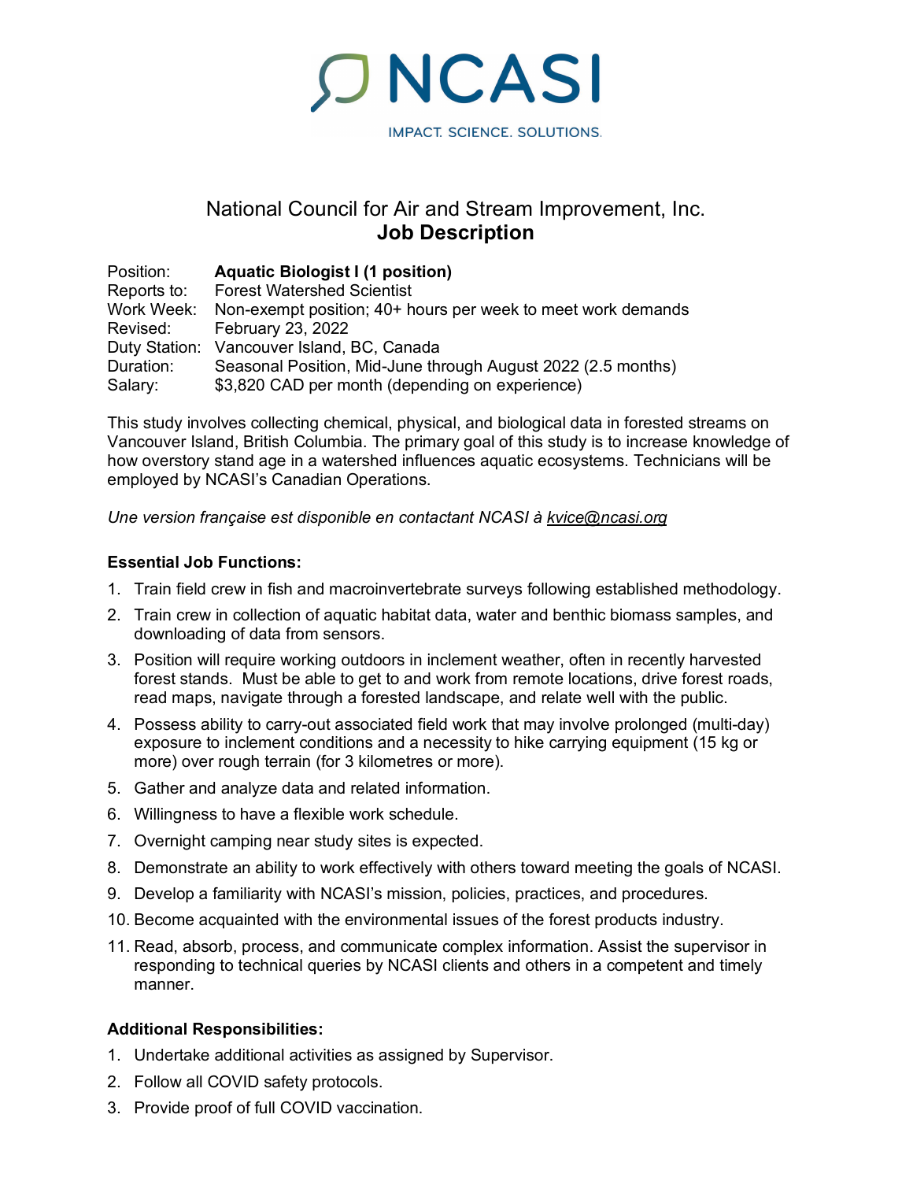NCASI

IMPACT. SCIENCE. SOLUTIONS.

# National Council for Air and Stream Improvement, Inc.
## Job Description

Position: **Aquatic Biologist I (1 position)**
Reports to: Forest Watershed Scientist
Work Week: Non-exempt position; 40+ hours per week to meet work demands
Revised: February 23, 2022
Duty Station: Vancouver Island, BC, Canada
Duration: Seasonal Position, Mid-June through August 2022 (2.5 months)
Salary: $3,820 CAD per month (depending on experience)

This study involves collecting chemical, physical, and biological data in forested streams on Vancouver Island, British Columbia. The primary goal of this study is to increase knowledge of how overstory stand age in a watershed influences aquatic ecosystems. Technicians will be employed by NCASI's Canadian Operations.

*Une version française est disponible en contactant NCASI à kvice@ncasi.org*

**Essential Job Functions:**

1. Train field crew in fish and macroinvertebrate surveys following established methodology.
2. Train crew in collection of aquatic habitat data, water and benthic biomass samples, and downloading of data from sensors.
3. Position will require working outdoors in inclement weather, often in recently harvested forest stands. Must be able to get to and work from remote locations, drive forest roads, read maps, navigate through a forested landscape, and relate well with the public.
4. Possess ability to carry-out associated field work that may involve prolonged (multi-day) exposure to inclement conditions and a necessity to hike carrying equipment (15 kg or more) over rough terrain (for 3 kilometres or more).
5. Gather and analyze data and related information.
6. Willingness to have a flexible work schedule.
7. Overnight camping near study sites is expected.
8. Demonstrate an ability to work effectively with others toward meeting the goals of NCASI.
9. Develop a familiarity with NCASI's mission, policies, practices, and procedures.
10. Become acquainted with the environmental issues of the forest products industry.
11. Read, absorb, process, and communicate complex information. Assist the supervisor in responding to technical queries by NCASI clients and others in a competent and timely manner.

**Additional Responsibilities:**

1. Undertake additional activities as assigned by Supervisor.
2. Follow all COVID safety protocols.
3. Provide proof of full COVID vaccination.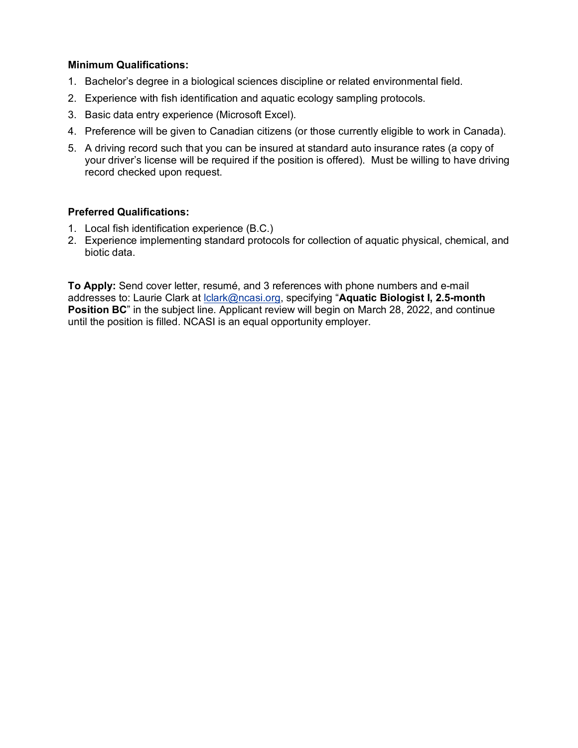**Minimum Qualifications:**

1. Bachelor's degree in a biological sciences discipline or related environmental field.
2. Experience with fish identification and aquatic ecology sampling protocols.
3. Basic data entry experience (Microsoft Excel).
4. Preference will be given to Canadian citizens (or those currently eligible to work in Canada).
5. A driving record such that you can be insured at standard auto insurance rates (a copy of your driver's license will be required if the position is offered). Must be willing to have driving record checked upon request.

**Preferred Qualifications:**

1. Local fish identification experience (B.C.)
2. Experience implementing standard protocols for collection of aquatic physical, chemical, and biotic data.

**To Apply:** Send cover letter, resumé, and 3 references with phone numbers and e-mail addresses to: Laurie Clark at lclark@ncasi.org, specifying "**Aquatic Biologist I, 2.5-month Position BC**" in the subject line. Applicant review will begin on March 28, 2022, and continue until the position is filled. NCASI is an equal opportunity employer.